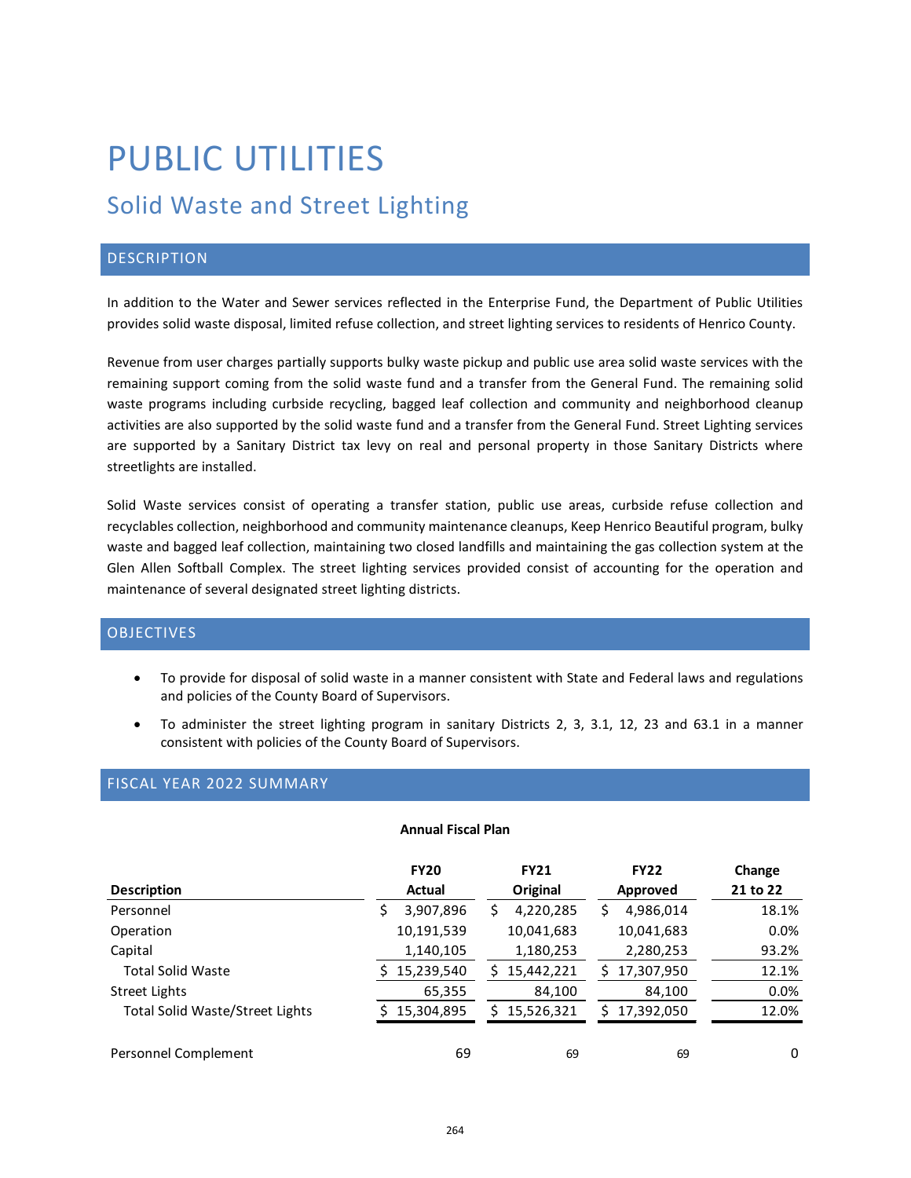# PUBLIC UTILITIES

## Solid Waste and Street Lighting

### DESCRIPTION

In addition to the Water and Sewer services reflected in the Enterprise Fund, the Department of Public Utilities provides solid waste disposal, limited refuse collection, and street lighting services to residents of Henrico County.

Revenue from user charges partially supports bulky waste pickup and public use area solid waste services with the remaining support coming from the solid waste fund and a transfer from the General Fund. The remaining solid waste programs including curbside recycling, bagged leaf collection and community and neighborhood cleanup activities are also supported by the solid waste fund and a transfer from the General Fund. Street Lighting services are supported by a Sanitary District tax levy on real and personal property in those Sanitary Districts where streetlights are installed.

Solid Waste services consist of operating a transfer station, public use areas, curbside refuse collection and recyclables collection, neighborhood and community maintenance cleanups, Keep Henrico Beautiful program, bulky waste and bagged leaf collection, maintaining two closed landfills and maintaining the gas collection system at the Glen Allen Softball Complex. The street lighting services provided consist of accounting for the operation and maintenance of several designated street lighting districts.

### OBJECTIVES

- To provide for disposal of solid waste in a manner consistent with State and Federal laws and regulations and policies of the County Board of Supervisors.
- To administer the street lighting program in sanitary Districts 2, 3, 3.1, 12, 23 and 63.1 in a manner consistent with policies of the County Board of Supervisors.

### FISCAL YEAR 2022 SUMMARY

**Annual Fiscal Plan**

| Description | FY20 Actual | FY21 Original | FY22 Approved | Change 21 to 22 |
|---|---|---|---|---|
| Personnel | $ 3,907,896 | $ 4,220,285 | $ 4,986,014 | 18.1% |
| Operation | 10,191,539 | 10,041,683 | 10,041,683 | 0.0% |
| Capital | 1,140,105 | 1,180,253 | 2,280,253 | 93.2% |
| Total Solid Waste | $ 15,239,540 | $ 15,442,221 | $ 17,307,950 | 12.1% |
| Street Lights | 65,355 | 84,100 | 84,100 | 0.0% |
| Total Solid Waste/Street Lights | $ 15,304,895 | $ 15,526,321 | $ 17,392,050 | 12.0% |
| | | | | |
| Personnel Complement | 69 | 69 | 69 | 0 |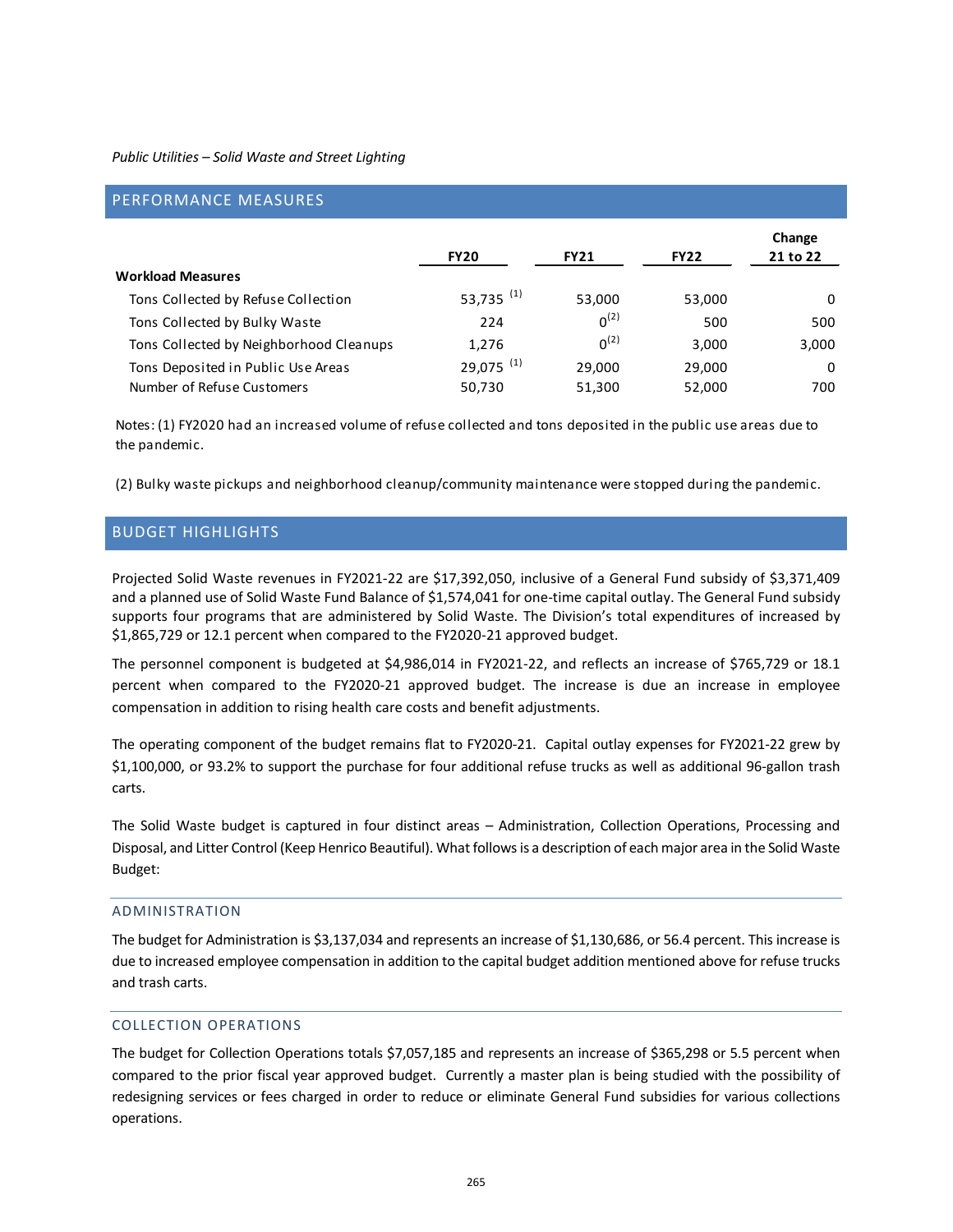*Public Utilities – Solid Waste and Street Lighting*

## PERFORMANCE MEASURES

| | FY20 | FY21 | FY22 | Change 21 to 22 |
|---|---|---|---|---|
| **Workload Measures** | | | | |
| Tons Collected by Refuse Collection | 53,735 [(1)] | 53,000 | 53,000 | 0 |
| Tons Collected by Bulky Waste | 224 | 0[(2)] | 500 | 500 |
| Tons Collected by Neighborhood Cleanups | 1,276 | 0[(2)] | 3,000 | 3,000 |
| Tons Deposited in Public Use Areas | 29,075 [(1)] | 29,000 | 29,000 | 0 |
| Number of Refuse Customers | 50,730 | 51,300 | 52,000 | 700 |

Notes: (1) FY2020 had an increased volume of refuse collected and tons deposited in the public use areas due to the pandemic.

(2) Bulky waste pickups and neighborhood cleanup/community maintenance were stopped during the pandemic.

## BUDGET HIGHLIGHTS

Projected Solid Waste revenues in FY2021-22 are $17,392,050, inclusive of a General Fund subsidy of $3,371,409 and a planned use of Solid Waste Fund Balance of $1,574,041 for one-time capital outlay. The General Fund subsidy supports four programs that are administered by Solid Waste. The Division's total expenditures of increased by $1,865,729 or 12.1 percent when compared to the FY2020-21 approved budget.

The personnel component is budgeted at $4,986,014 in FY2021-22, and reflects an increase of $765,729 or 18.1 percent when compared to the FY2020-21 approved budget. The increase is due an increase in employee compensation in addition to rising health care costs and benefit adjustments.

The operating component of the budget remains flat to FY2020-21. Capital outlay expenses for FY2021-22 grew by $1,100,000, or 93.2% to support the purchase for four additional refuse trucks as well as additional 96-gallon trash carts.

The Solid Waste budget is captured in four distinct areas – Administration, Collection Operations, Processing and Disposal, and Litter Control (Keep Henrico Beautiful). What follows is a description of each major area in the Solid Waste Budget:

### ADMINISTRATION

The budget for Administration is $3,137,034 and represents an increase of $1,130,686, or 56.4 percent. This increase is due to increased employee compensation in addition to the capital budget addition mentioned above for refuse trucks and trash carts.

### COLLECTION OPERATIONS

The budget for Collection Operations totals $7,057,185 and represents an increase of $365,298 or 5.5 percent when compared to the prior fiscal year approved budget. Currently a master plan is being studied with the possibility of redesigning services or fees charged in order to reduce or eliminate General Fund subsidies for various collections operations.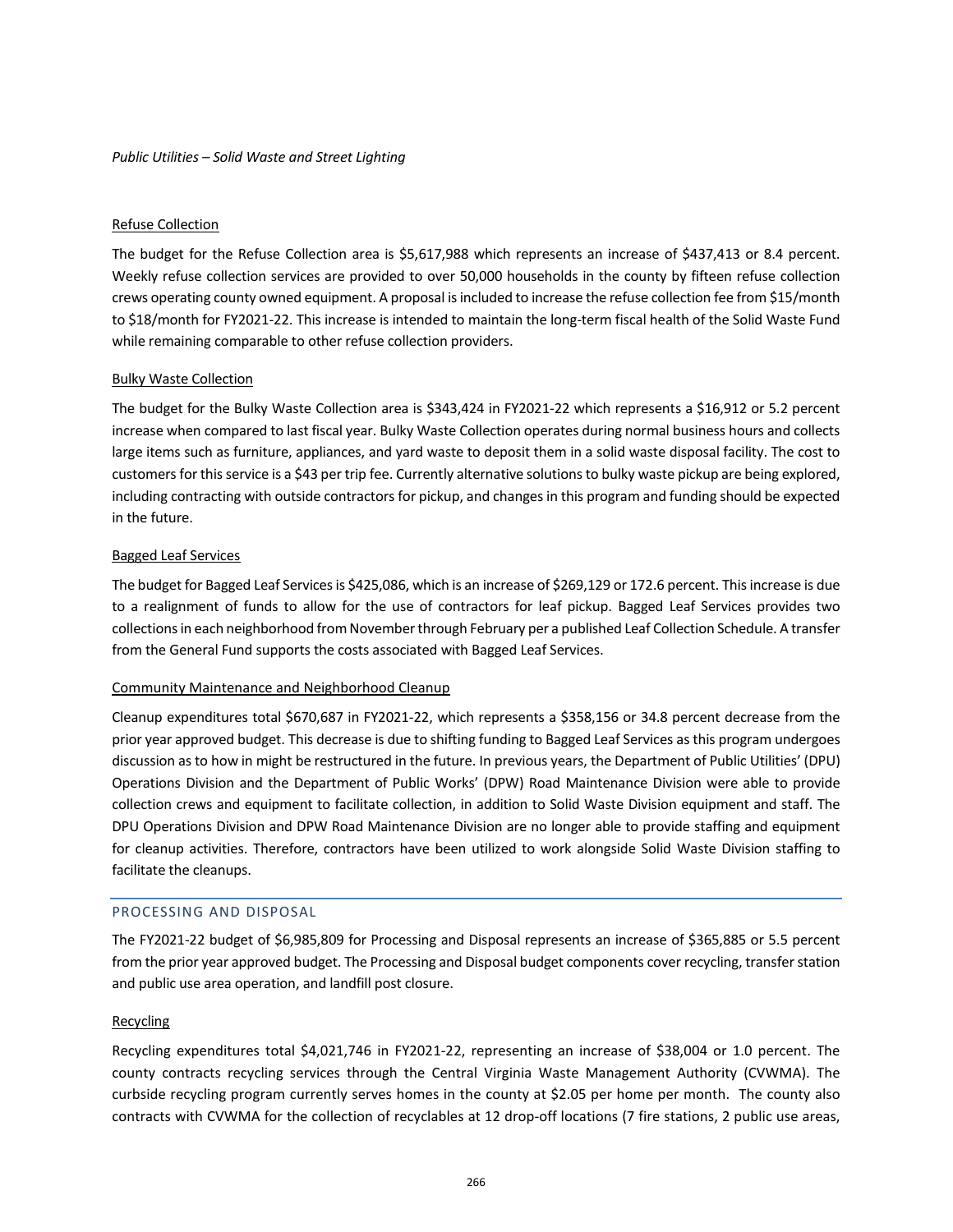*Public Utilities – Solid Waste and Street Lighting*

Refuse Collection

The budget for the Refuse Collection area is $5,617,988 which represents an increase of $437,413 or 8.4 percent. Weekly refuse collection services are provided to over 50,000 households in the county by fifteen refuse collection crews operating county owned equipment. A proposal is included to increase the refuse collection fee from $15/month to $18/month for FY2021-22. This increase is intended to maintain the long-term fiscal health of the Solid Waste Fund while remaining comparable to other refuse collection providers.

Bulky Waste Collection

The budget for the Bulky Waste Collection area is $343,424 in FY2021-22 which represents a $16,912 or 5.2 percent increase when compared to last fiscal year. Bulky Waste Collection operates during normal business hours and collects large items such as furniture, appliances, and yard waste to deposit them in a solid waste disposal facility. The cost to customers for this service is a $43 per trip fee. Currently alternative solutions to bulky waste pickup are being explored, including contracting with outside contractors for pickup, and changes in this program and funding should be expected in the future.

Bagged Leaf Services

The budget for Bagged Leaf Services is $425,086, which is an increase of $269,129 or 172.6 percent. This increase is due to a realignment of funds to allow for the use of contractors for leaf pickup. Bagged Leaf Services provides two collections in each neighborhood from November through February per a published Leaf Collection Schedule. A transfer from the General Fund supports the costs associated with Bagged Leaf Services.

Community Maintenance and Neighborhood Cleanup

Cleanup expenditures total $670,687 in FY2021-22, which represents a $358,156 or 34.8 percent decrease from the prior year approved budget. This decrease is due to shifting funding to Bagged Leaf Services as this program undergoes discussion as to how in might be restructured in the future. In previous years, the Department of Public Utilities' (DPU) Operations Division and the Department of Public Works' (DPW) Road Maintenance Division were able to provide collection crews and equipment to facilitate collection, in addition to Solid Waste Division equipment and staff. The DPU Operations Division and DPW Road Maintenance Division are no longer able to provide staffing and equipment for cleanup activities. Therefore, contractors have been utilized to work alongside Solid Waste Division staffing to facilitate the cleanups.

## PROCESSING AND DISPOSAL

The FY2021-22 budget of $6,985,809 for Processing and Disposal represents an increase of $365,885 or 5.5 percent from the prior year approved budget. The Processing and Disposal budget components cover recycling, transfer station and public use area operation, and landfill post closure.

Recycling

Recycling expenditures total $4,021,746 in FY2021-22, representing an increase of $38,004 or 1.0 percent. The county contracts recycling services through the Central Virginia Waste Management Authority (CVWMA). The curbside recycling program currently serves homes in the county at $2.05 per home per month. The county also contracts with CVWMA for the collection of recyclables at 12 drop-off locations (7 fire stations, 2 public use areas,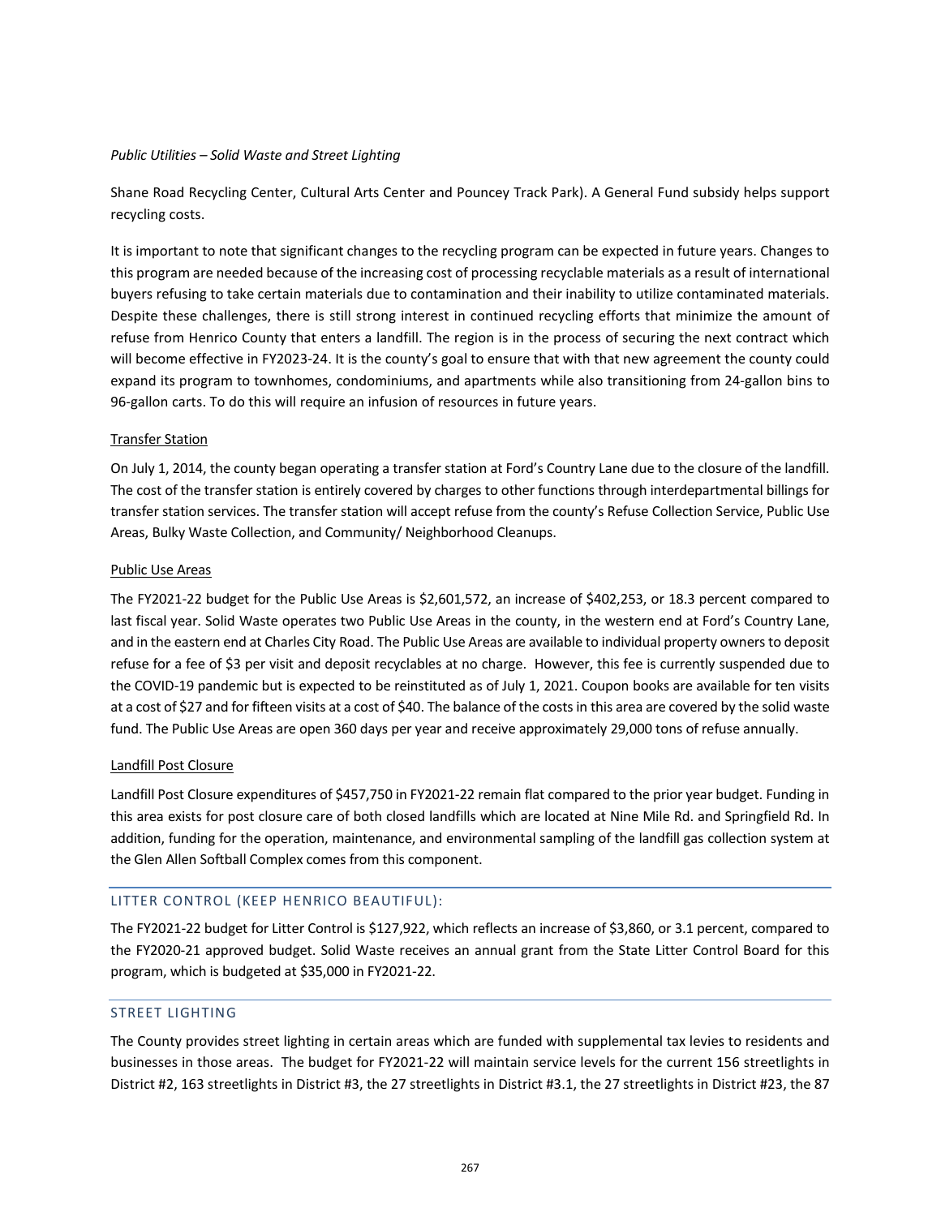Shane Road Recycling Center, Cultural Arts Center and Pouncey Track Park). A General Fund subsidy helps support recycling costs.

It is important to note that significant changes to the recycling program can be expected in future years. Changes to this program are needed because of the increasing cost of processing recyclable materials as a result of international buyers refusing to take certain materials due to contamination and their inability to utilize contaminated materials. Despite these challenges, there is still strong interest in continued recycling efforts that minimize the amount of refuse from Henrico County that enters a landfill. The region is in the process of securing the next contract which will become effective in FY2023-24. It is the county's goal to ensure that with that new agreement the county could expand its program to townhomes, condominiums, and apartments while also transitioning from 24-gallon bins to 96-gallon carts. To do this will require an infusion of resources in future years.

#### Transfer Station

On July 1, 2014, the county began operating a transfer station at Ford's Country Lane due to the closure of the landfill. The cost of the transfer station is entirely covered by charges to other functions through interdepartmental billings for transfer station services. The transfer station will accept refuse from the county's Refuse Collection Service, Public Use Areas, Bulky Waste Collection, and Community/ Neighborhood Cleanups.

#### Public Use Areas

The FY2021-22 budget for the Public Use Areas is $2,601,572, an increase of $402,253, or 18.3 percent compared to last fiscal year. Solid Waste operates two Public Use Areas in the county, in the western end at Ford's Country Lane, and in the eastern end at Charles City Road. The Public Use Areas are available to individual property owners to deposit refuse for a fee of $3 per visit and deposit recyclables at no charge. However, this fee is currently suspended due to the COVID-19 pandemic but is expected to be reinstituted as of July 1, 2021. Coupon books are available for ten visits at a cost of $27 and for fifteen visits at a cost of $40. The balance of the costs in this area are covered by the solid waste fund. The Public Use Areas are open 360 days per year and receive approximately 29,000 tons of refuse annually.

#### Landfill Post Closure

Landfill Post Closure expenditures of $457,750 in FY2021-22 remain flat compared to the prior year budget. Funding in this area exists for post closure care of both closed landfills which are located at Nine Mile Rd. and Springfield Rd. In addition, funding for the operation, maintenance, and environmental sampling of the landfill gas collection system at the Glen Allen Softball Complex comes from this component.

## LITTER CONTROL (KEEP HENRICO BEAUTIFUL):

The FY2021-22 budget for Litter Control is $127,922, which reflects an increase of $3,860, or 3.1 percent, compared to the FY2020-21 approved budget. Solid Waste receives an annual grant from the State Litter Control Board for this program, which is budgeted at $35,000 in FY2021-22.

## STREET LIGHTING

The County provides street lighting in certain areas which are funded with supplemental tax levies to residents and businesses in those areas. The budget for FY2021-22 will maintain service levels for the current 156 streetlights in District #2, 163 streetlights in District #3, the 27 streetlights in District #3.1, the 27 streetlights in District #23, the 87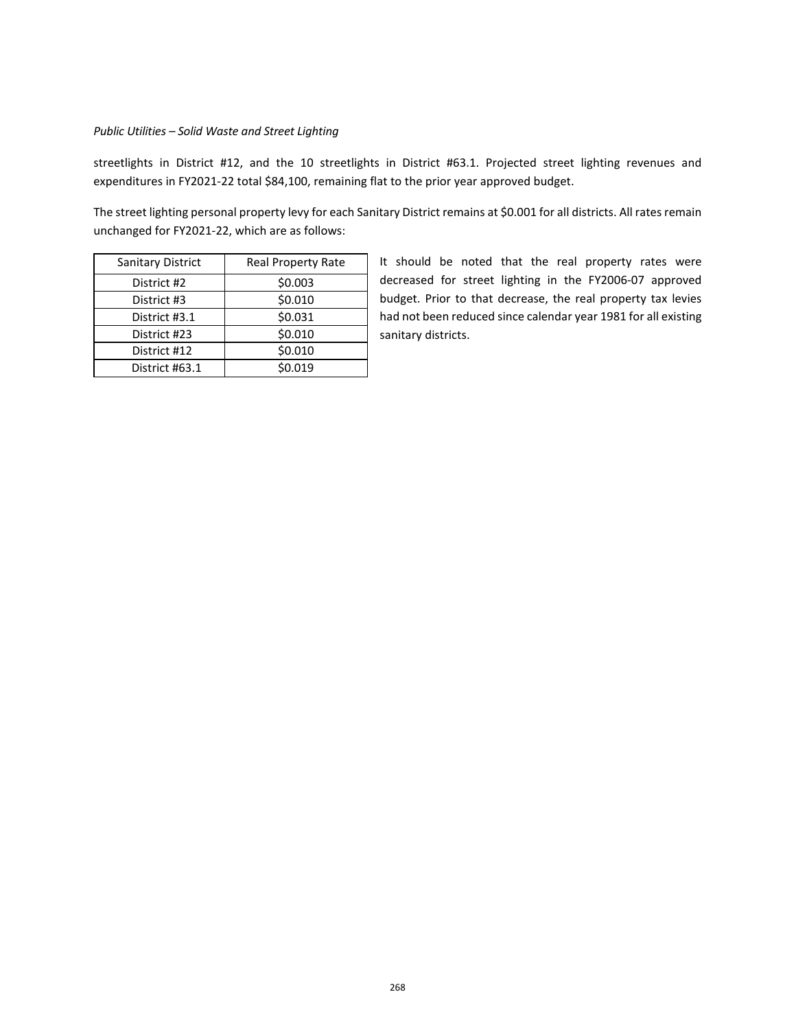*Public Utilities – Solid Waste and Street Lighting*

streetlights in District #12, and the 10 streetlights in District #63.1. Projected street lighting revenues and expenditures in FY2021-22 total $84,100, remaining flat to the prior year approved budget.

The street lighting personal property levy for each Sanitary District remains at $0.001 for all districts. All rates remain unchanged for FY2021-22, which are as follows:

| Sanitary District | Real Property Rate |
|---|---|
| District #2 | $0.003 |
| District #3 | $0.010 |
| District #3.1 | $0.031 |
| District #23 | $0.010 |
| District #12 | $0.010 |
| District #63.1 | $0.019 |

It should be noted that the real property rates were decreased for street lighting in the FY2006-07 approved budget. Prior to that decrease, the real property tax levies had not been reduced since calendar year 1981 for all existing sanitary districts.